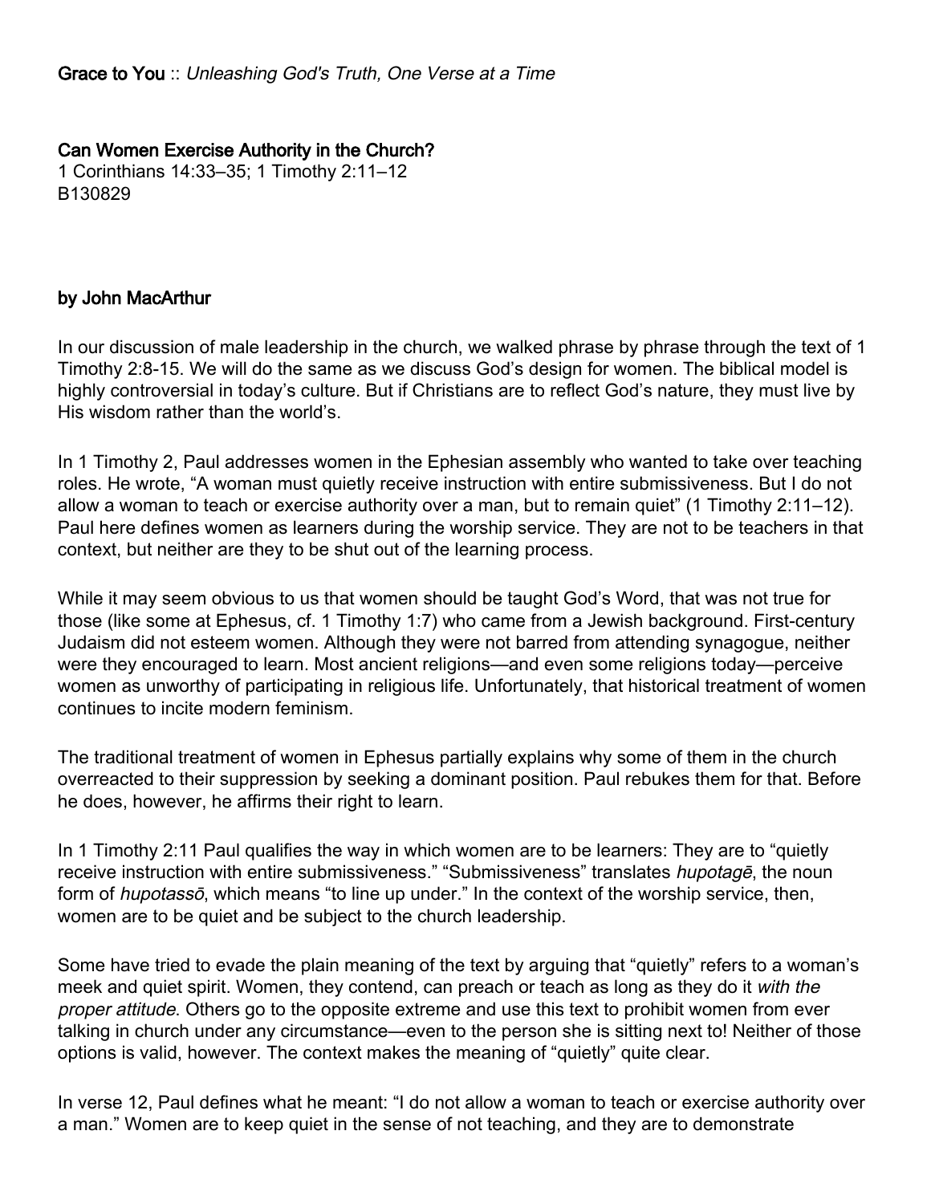**Grace to You** :: *Unleashing God's Truth, One Verse at a Time*

# Can Women Exercise Authority in the Church?

1 Corinthians 14:33–35; 1 Timothy 2:11–12
B130829

**by John MacArthur**

In our discussion of male leadership in the church, we walked phrase by phrase through the text of 1 Timothy 2:8-15. We will do the same as we discuss God's design for women. The biblical model is highly controversial in today's culture. But if Christians are to reflect God's nature, they must live by His wisdom rather than the world's.

In 1 Timothy 2, Paul addresses women in the Ephesian assembly who wanted to take over teaching roles. He wrote, "A woman must quietly receive instruction with entire submissiveness. But I do not allow a woman to teach or exercise authority over a man, but to remain quiet" (1 Timothy 2:11–12). Paul here defines women as learners during the worship service. They are not to be teachers in that context, but neither are they to be shut out of the learning process.

While it may seem obvious to us that women should be taught God's Word, that was not true for those (like some at Ephesus, cf. 1 Timothy 1:7) who came from a Jewish background. First-century Judaism did not esteem women. Although they were not barred from attending synagogue, neither were they encouraged to learn. Most ancient religions—and even some religions today—perceive women as unworthy of participating in religious life. Unfortunately, that historical treatment of women continues to incite modern feminism.

The traditional treatment of women in Ephesus partially explains why some of them in the church overreacted to their suppression by seeking a dominant position. Paul rebukes them for that. Before he does, however, he affirms their right to learn.

In 1 Timothy 2:11 Paul qualifies the way in which women are to be learners: They are to "quietly receive instruction with entire submissiveness." "Submissiveness" translates *hupotagē*, the noun form of *hupotassō*, which means "to line up under." In the context of the worship service, then, women are to be quiet and be subject to the church leadership.

Some have tried to evade the plain meaning of the text by arguing that "quietly" refers to a woman's meek and quiet spirit. Women, they contend, can preach or teach as long as they do it *with the proper attitude*. Others go to the opposite extreme and use this text to prohibit women from ever talking in church under any circumstance—even to the person she is sitting next to! Neither of those options is valid, however. The context makes the meaning of "quietly" quite clear.

In verse 12, Paul defines what he meant: "I do not allow a woman to teach or exercise authority over a man." Women are to keep quiet in the sense of not teaching, and they are to demonstrate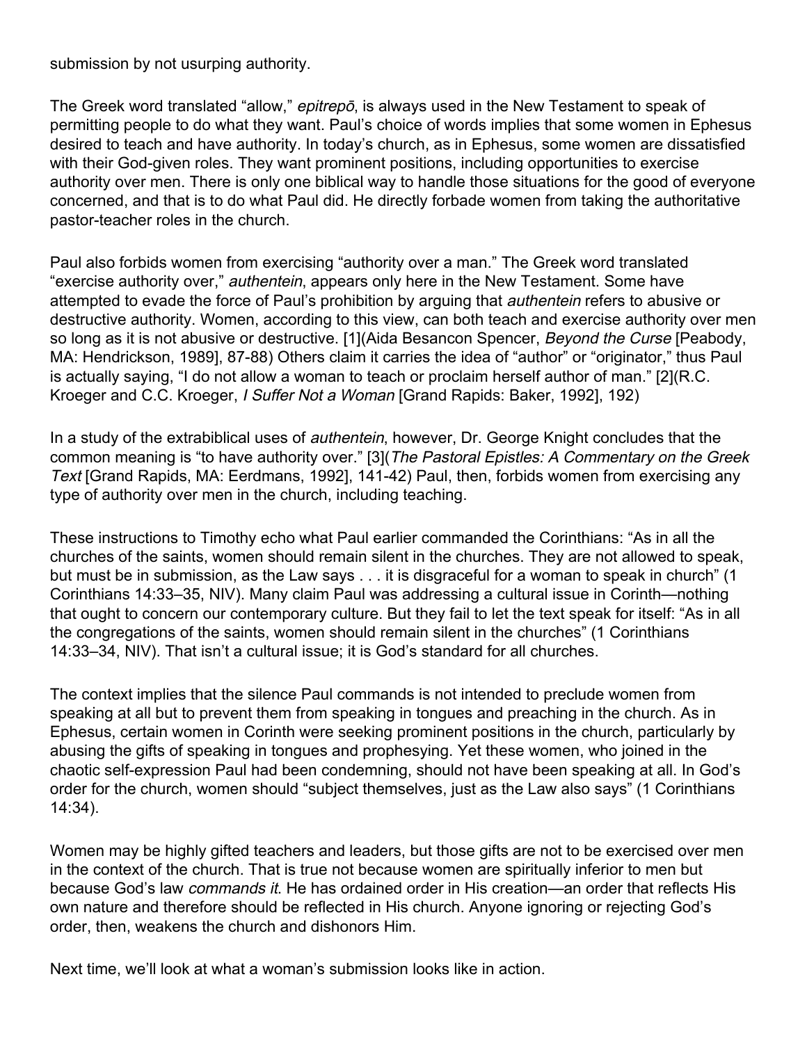submission by not usurping authority.

The Greek word translated "allow," *epitrepō*, is always used in the New Testament to speak of permitting people to do what they want. Paul's choice of words implies that some women in Ephesus desired to teach and have authority. In today's church, as in Ephesus, some women are dissatisfied with their God-given roles. They want prominent positions, including opportunities to exercise authority over men. There is only one biblical way to handle those situations for the good of everyone concerned, and that is to do what Paul did. He directly forbade women from taking the authoritative pastor-teacher roles in the church.

Paul also forbids women from exercising "authority over a man." The Greek word translated "exercise authority over," *authentein*, appears only here in the New Testament. Some have attempted to evade the force of Paul's prohibition by arguing that *authentein* refers to abusive or destructive authority. Women, according to this view, can both teach and exercise authority over men so long as it is not abusive or destructive. [1](Aida Besancon Spencer, *Beyond the Curse* [Peabody, MA: Hendrickson, 1989], 87-88) Others claim it carries the idea of "author" or "originator," thus Paul is actually saying, "I do not allow a woman to teach or proclaim herself author of man." [2](R.C. Kroeger and C.C. Kroeger, *I Suffer Not a Woman* [Grand Rapids: Baker, 1992], 192)

In a study of the extrabiblical uses of *authentein*, however, Dr. George Knight concludes that the common meaning is "to have authority over." [3](*The Pastoral Epistles: A Commentary on the Greek Text* [Grand Rapids, MA: Eerdmans, 1992], 141-42) Paul, then, forbids women from exercising any type of authority over men in the church, including teaching.

These instructions to Timothy echo what Paul earlier commanded the Corinthians: "As in all the churches of the saints, women should remain silent in the churches. They are not allowed to speak, but must be in submission, as the Law says . . . it is disgraceful for a woman to speak in church" (1 Corinthians 14:33–35, NIV). Many claim Paul was addressing a cultural issue in Corinth—nothing that ought to concern our contemporary culture. But they fail to let the text speak for itself: "As in all the congregations of the saints, women should remain silent in the churches" (1 Corinthians 14:33–34, NIV). That isn't a cultural issue; it is God's standard for all churches.

The context implies that the silence Paul commands is not intended to preclude women from speaking at all but to prevent them from speaking in tongues and preaching in the church. As in Ephesus, certain women in Corinth were seeking prominent positions in the church, particularly by abusing the gifts of speaking in tongues and prophesying. Yet these women, who joined in the chaotic self-expression Paul had been condemning, should not have been speaking at all. In God's order for the church, women should "subject themselves, just as the Law also says" (1 Corinthians 14:34).

Women may be highly gifted teachers and leaders, but those gifts are not to be exercised over men in the context of the church. That is true not because women are spiritually inferior to men but because God's law *commands it*. He has ordained order in His creation—an order that reflects His own nature and therefore should be reflected in His church. Anyone ignoring or rejecting God's order, then, weakens the church and dishonors Him.

Next time, we'll look at what a woman's submission looks like in action.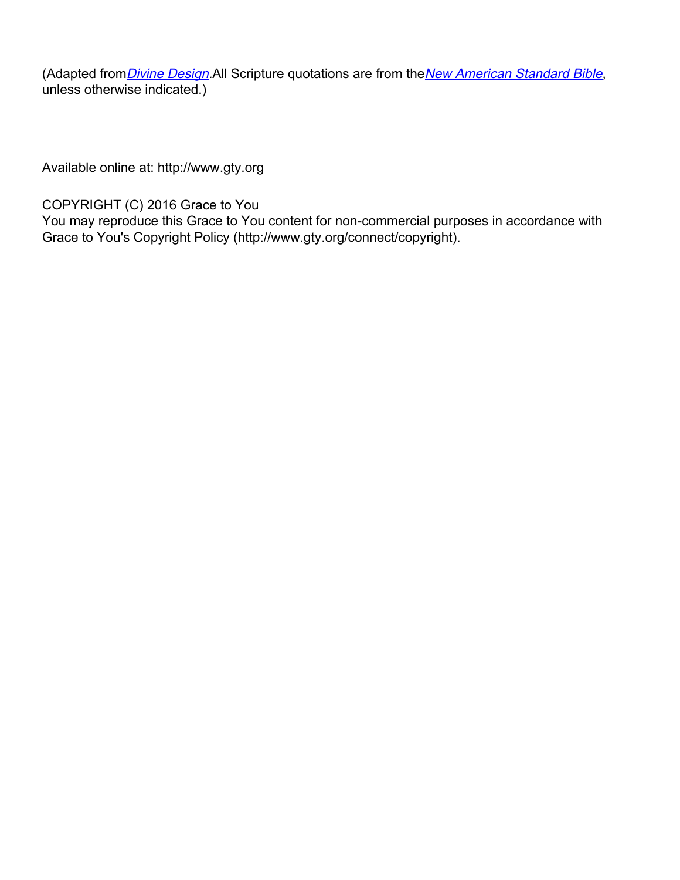(Adapted from *Divine Design*.All Scripture quotations are from the *New American Standard Bible*, unless otherwise indicated.)

Available online at: http://www.gty.org

COPYRIGHT (C) 2016 Grace to You
You may reproduce this Grace to You content for non-commercial purposes in accordance with Grace to You's Copyright Policy (http://www.gty.org/connect/copyright).